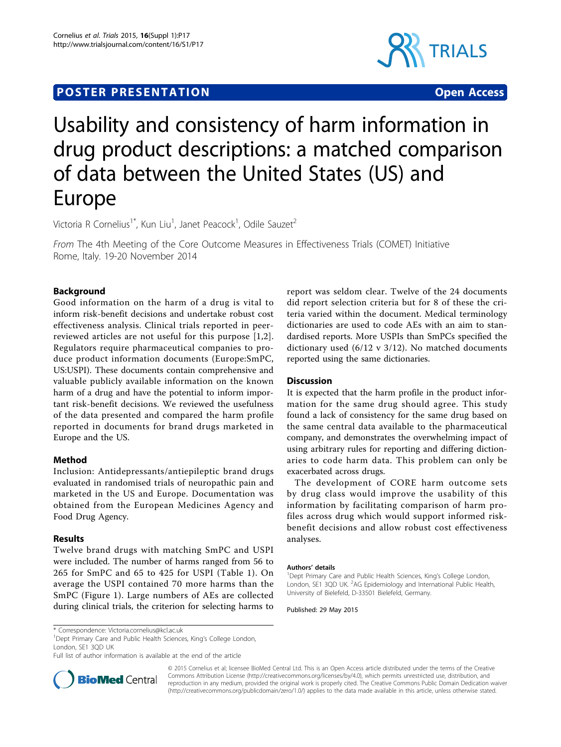POSTER PRESENTATION **Open Access**

# Usability and consistency of harm information in drug product descriptions: a matched comparison of data between the United States (US) and Europe

Victoria R Cornelius[1*], Kun Liu[1], Janet Peacock[1], Odile Sauzet[2]

*From* The 4th Meeting of the Core Outcome Measures in Effectiveness Trials (COMET) Initiative
Rome, Italy. 19-20 November 2014

## Background

Good information on the harm of a drug is vital to inform risk-benefit decisions and undertake robust cost effectiveness analysis. Clinical trials reported in peer-reviewed articles are not useful for this purpose [1,2]. Regulators require pharmaceutical companies to produce product information documents (Europe:SmPC, US:USPI). These documents contain comprehensive and valuable publicly available information on the known harm of a drug and have the potential to inform important risk-benefit decisions. We reviewed the usefulness of the data presented and compared the harm profile reported in documents for brand drugs marketed in Europe and the US.

## Method

Inclusion: Antidepressants/antiepileptic brand drugs evaluated in randomised trials of neuropathic pain and marketed in the US and Europe. Documentation was obtained from the European Medicines Agency and Food Drug Agency.

## Results

Twelve brand drugs with matching SmPC and USPI were included. The number of harms ranged from 56 to 265 for SmPC and 65 to 425 for USPI (Table 1). On average the USPI contained 70 more harms than the SmPC (Figure 1). Large numbers of AEs are collected during clinical trials, the criterion for selecting harms to report was seldom clear. Twelve of the 24 documents did report selection criteria but for 8 of these the criteria varied within the document. Medical terminology dictionaries are used to code AEs with an aim to standardised reports. More USPIs than SmPCs specified the dictionary used (6/12 v 3/12). No matched documents reported using the same dictionaries.

## Discussion

It is expected that the harm profile in the product information for the same drug should agree. This study found a lack of consistency for the same drug based on the same central data available to the pharmaceutical company, and demonstrates the overwhelming impact of using arbitrary rules for reporting and differing dictionaries to code harm data. This problem can only be exacerbated across drugs.

The development of CORE harm outcome sets by drug class would improve the usability of this information by facilitating comparison of harm profiles across drug which would support informed risk-benefit decisions and allow robust cost effectiveness analyses.

#### Authors' details

[1]Dept Primary Care and Public Health Sciences, King's College London, London, SE1 3QD UK. [2]AG Epidemiology and International Public Health, University of Bielefeld, D-33501 Bielefeld, Germany.

Published: 29 May 2015

\* Correspondence: Victoria.cornelius@kcl.ac.uk
[1]Dept Primary Care and Public Health Sciences, King's College London, London, SE1 3QD UK
Full list of author information is available at the end of the article

© 2015 Cornelius et al; licensee BioMed Central Ltd. This is an Open Access article distributed under the terms of the Creative Commons Attribution License (http://creativecommons.org/licenses/by/4.0), which permits unrestricted use, distribution, and reproduction in any medium, provided the original work is properly cited. The Creative Commons Public Domain Dedication waiver (http://creativecommons.org/publicdomain/zero/1.0/) applies to the data made available in this article, unless otherwise stated.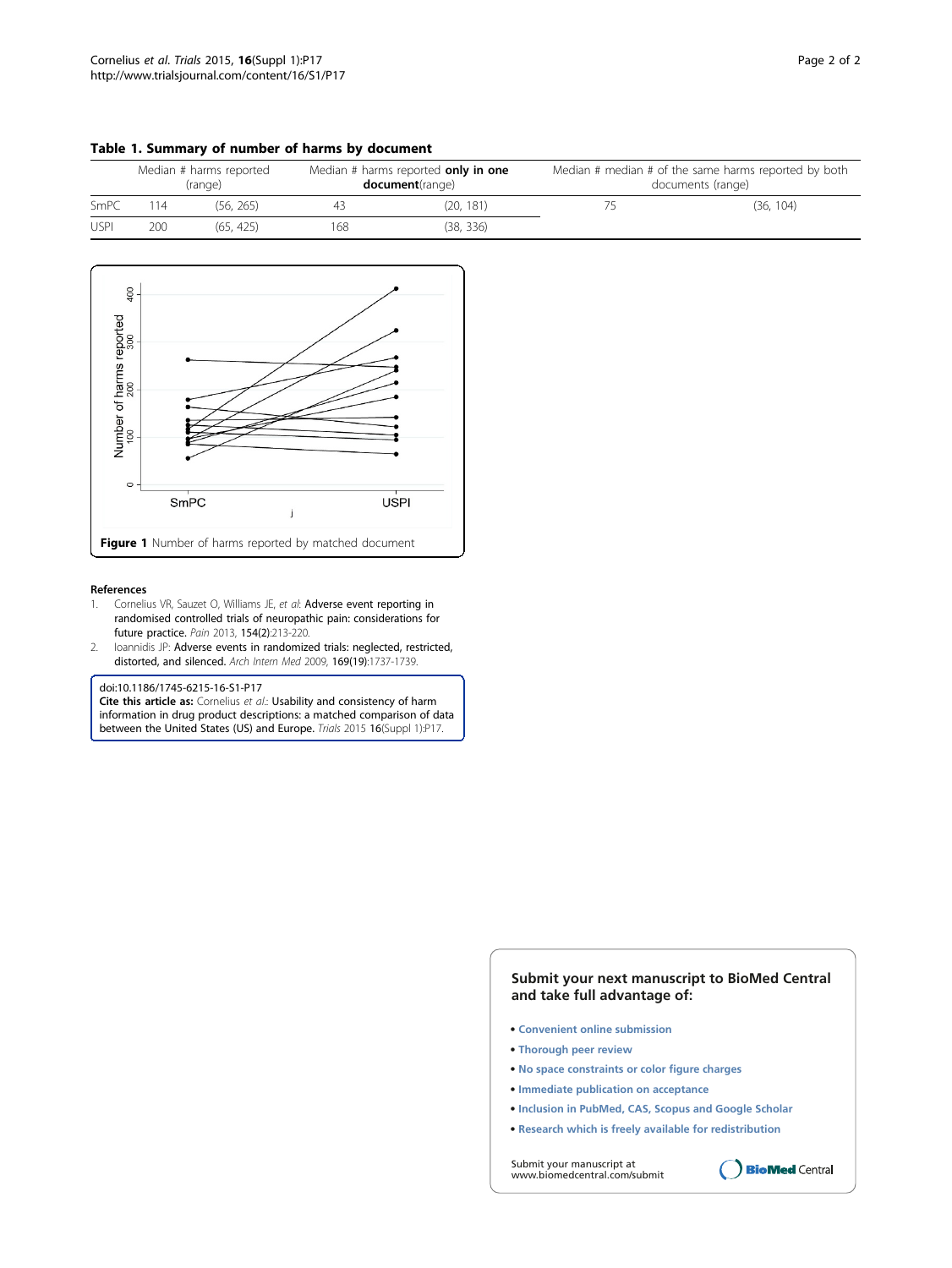**Table 1. Summary of number of harms by document**

| | Median # harms reported (range) | | Median # harms reported **only in one document**(range) | | Median # median # of the same harms reported by both documents (range) | |
|---|---|---|---|---|---|---|
| SmPC | 114 | (56, 265) | 43 | (20, 181) | 75 | (36, 104) |
| USPI | 200 | (65, 425) | 168 | (38, 336) | | |

Number of harms reported
400
300
200
100
0
SmPC
USPI
j

**Figure 1** Number of harms reported by matched document

### References

1. Cornelius VR, Sauzet O, Williams JE, *et al*: **Adverse event reporting in randomised controlled trials of neuropathic pain: considerations for future practice.** *Pain* 2013, **154(2)**:213-220.
2. Ioannidis JP: **Adverse events in randomized trials: neglected, restricted, distorted, and silenced.** *Arch Intern Med* 2009, **169(19)**:1737-1739.

doi:10.1186/1745-6215-16-S1-P17
**Cite this article as:** Cornelius *et al.*: Usability and consistency of harm information in drug product descriptions: a matched comparison of data between the United States (US) and Europe. *Trials* 2015 **16**(Suppl 1):P17.